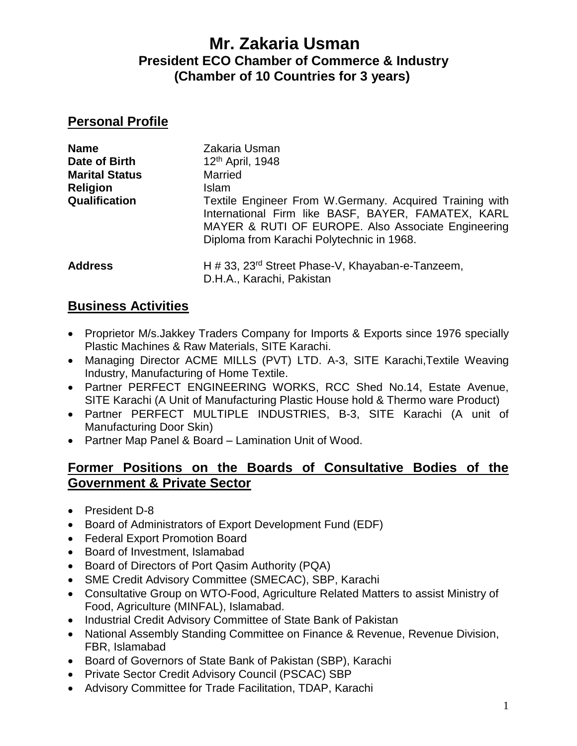# Mr. Zakaria Usman

## President ECO Chamber of Commerce & Industry
## (Chamber of 10 Countries for 3 years)

## Personal Profile

| | |
|---|---|
| **Name** | Zakaria Usman |
| **Date of Birth** | 12th April, 1948 |
| **Marital Status** | Married |
| **Religion** | Islam |
| **Qualification** | Textile Engineer From W.Germany. Acquired Training with International Firm like BASF, BAYER, FAMATEX, KARL MAYER & RUTI OF EUROPE. Also Associate Engineering Diploma from Karachi Polytechnic in 1968. |
| **Address** | H # 33, 23rd Street Phase-V, Khayaban-e-Tanzeem, D.H.A., Karachi, Pakistan |

## Business Activities

- Proprietor M/s.Jakkey Traders Company for Imports & Exports since 1976 specially Plastic Machines & Raw Materials, SITE Karachi.
- Managing Director ACME MILLS (PVT) LTD. A-3, SITE Karachi,Textile Weaving Industry, Manufacturing of Home Textile.
- Partner PERFECT ENGINEERING WORKS, RCC Shed No.14, Estate Avenue, SITE Karachi (A Unit of Manufacturing Plastic House hold & Thermo ware Product)
- Partner PERFECT MULTIPLE INDUSTRIES, B-3, SITE Karachi (A unit of Manufacturing Door Skin)
- Partner Map Panel & Board – Lamination Unit of Wood.

## Former Positions on the Boards of Consultative Bodies of the Government & Private Sector

- President D-8
- Board of Administrators of Export Development Fund (EDF)
- Federal Export Promotion Board
- Board of Investment, Islamabad
- Board of Directors of Port Qasim Authority (PQA)
- SME Credit Advisory Committee (SMECAC), SBP, Karachi
- Consultative Group on WTO-Food, Agriculture Related Matters to assist Ministry of Food, Agriculture (MINFAL), Islamabad.
- Industrial Credit Advisory Committee of State Bank of Pakistan
- National Assembly Standing Committee on Finance & Revenue, Revenue Division, FBR, Islamabad
- Board of Governors of State Bank of Pakistan (SBP), Karachi
- Private Sector Credit Advisory Council (PSCAC) SBP
- Advisory Committee for Trade Facilitation, TDAP, Karachi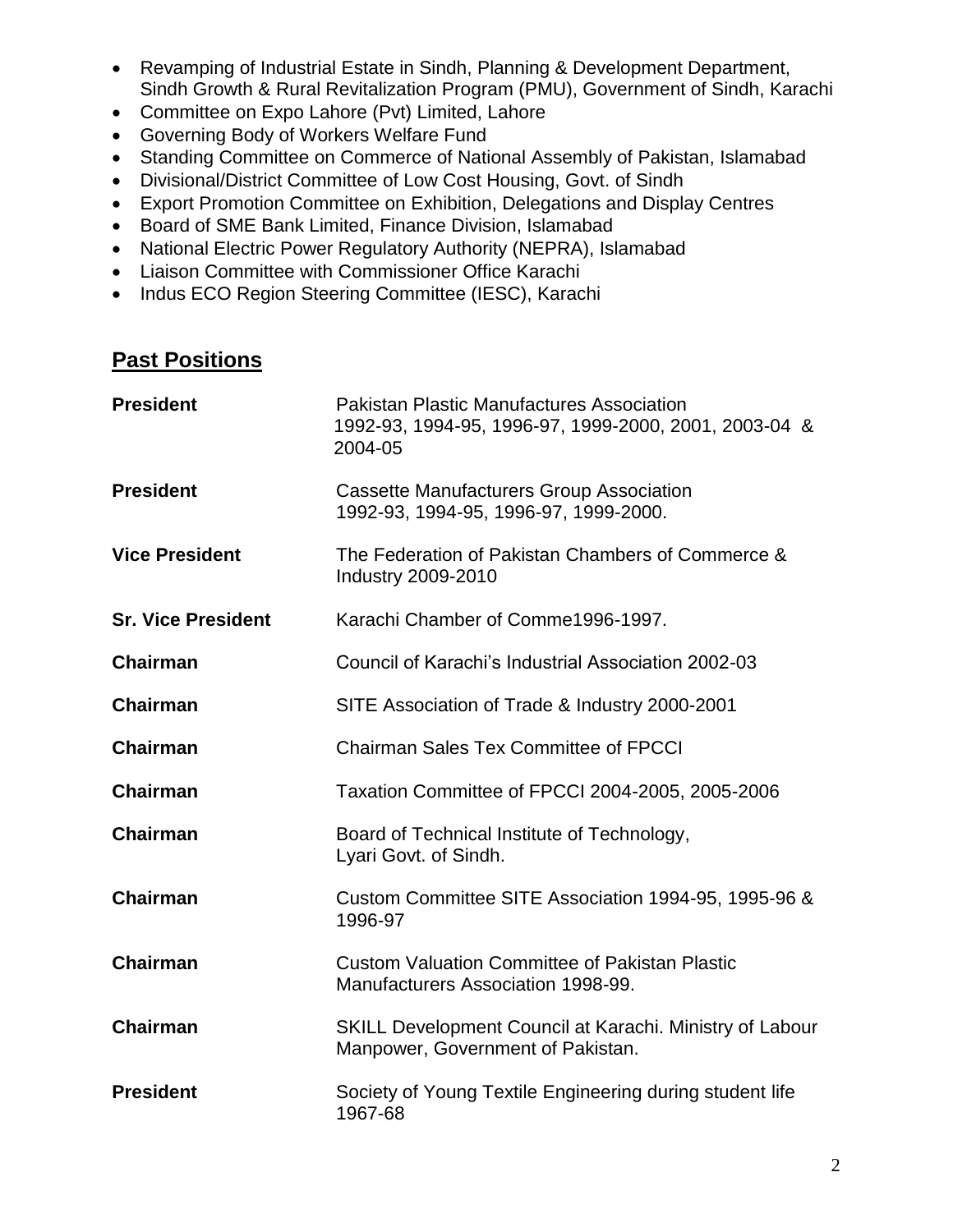- Revamping of Industrial Estate in Sindh, Planning & Development Department, Sindh Growth & Rural Revitalization Program (PMU), Government of Sindh, Karachi
- Committee on Expo Lahore (Pvt) Limited, Lahore
- Governing Body of Workers Welfare Fund
- Standing Committee on Commerce of National Assembly of Pakistan, Islamabad
- Divisional/District Committee of Low Cost Housing, Govt. of Sindh
- Export Promotion Committee on Exhibition, Delegations and Display Centres
- Board of SME Bank Limited, Finance Division, Islamabad
- National Electric Power Regulatory Authority (NEPRA), Islamabad
- Liaison Committee with Commissioner Office Karachi
- Indus ECO Region Steering Committee (IESC), Karachi

## Past Positions

| | |
|---|---|
| **President** | Pakistan Plastic Manufactures Association 1992-93, 1994-95, 1996-97, 1999-2000, 2001, 2003-04 & 2004-05 |
| **President** | Cassette Manufacturers Group Association 1992-93, 1994-95, 1996-97, 1999-2000. |
| **Vice President** | The Federation of Pakistan Chambers of Commerce & Industry 2009-2010 |
| **Sr. Vice President** | Karachi Chamber of Comme1996-1997. |
| **Chairman** | Council of Karachi's Industrial Association 2002-03 |
| **Chairman** | SITE Association of Trade & Industry 2000-2001 |
| **Chairman** | Chairman Sales Tex Committee of FPCCI |
| **Chairman** | Taxation Committee of FPCCI 2004-2005, 2005-2006 |
| **Chairman** | Board of Technical Institute of Technology, Lyari Govt. of Sindh. |
| **Chairman** | Custom Committee SITE Association 1994-95, 1995-96 & 1996-97 |
| **Chairman** | Custom Valuation Committee of Pakistan Plastic Manufacturers Association 1998-99. |
| **Chairman** | SKILL Development Council at Karachi. Ministry of Labour Manpower, Government of Pakistan. |
| **President** | Society of Young Textile Engineering during student life 1967-68 |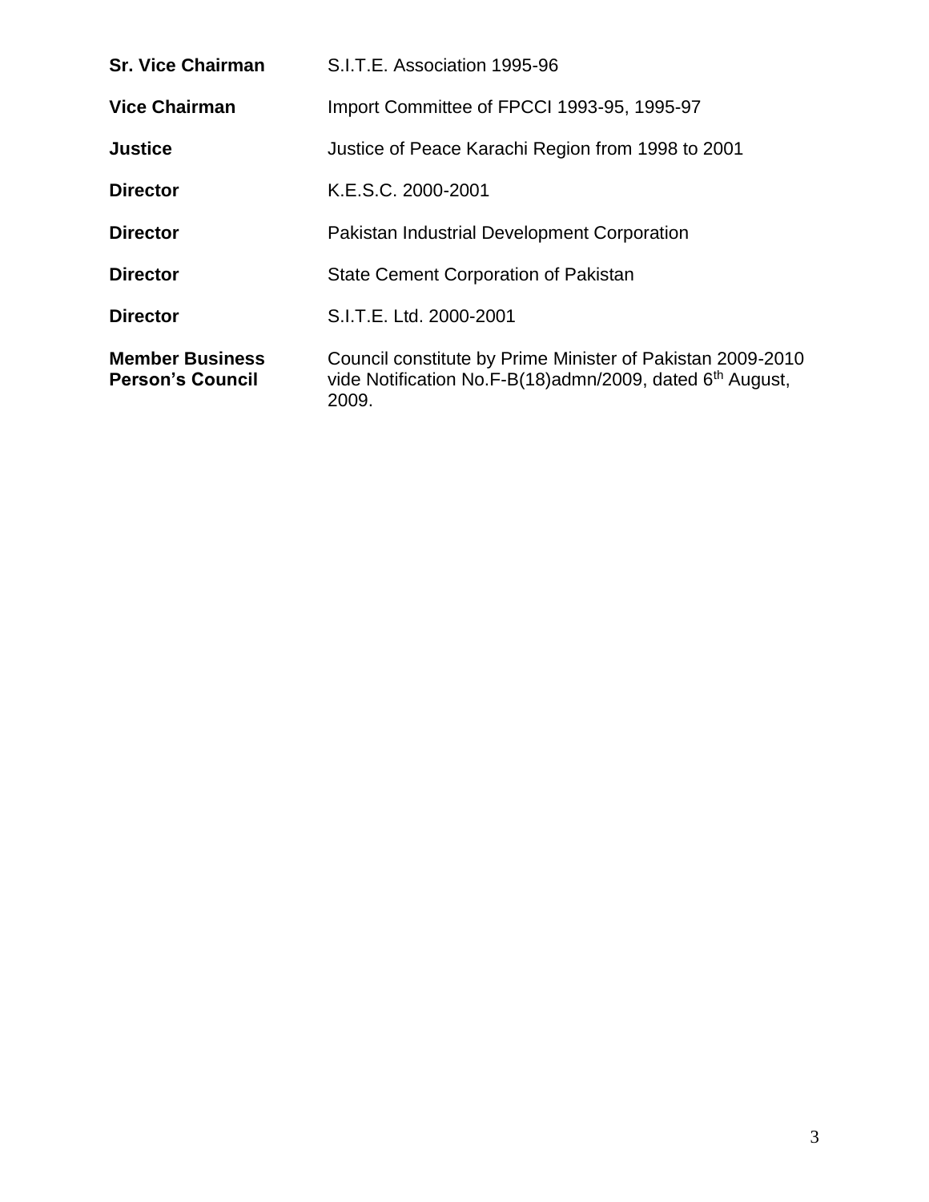| | |
|---|---|
| **Sr. Vice Chairman** | S.I.T.E. Association 1995-96 |
| **Vice Chairman** | Import Committee of FPCCI 1993-95, 1995-97 |
| **Justice** | Justice of Peace Karachi Region from 1998 to 2001 |
| **Director** | K.E.S.C. 2000-2001 |
| **Director** | Pakistan Industrial Development Corporation |
| **Director** | State Cement Corporation of Pakistan |
| **Director** | S.I.T.E. Ltd. 2000-2001 |
| **Member Business Person's Council** | Council constitute by Prime Minister of Pakistan 2009-2010 vide Notification No.F-B(18)admn/2009, dated 6th August, 2009. |